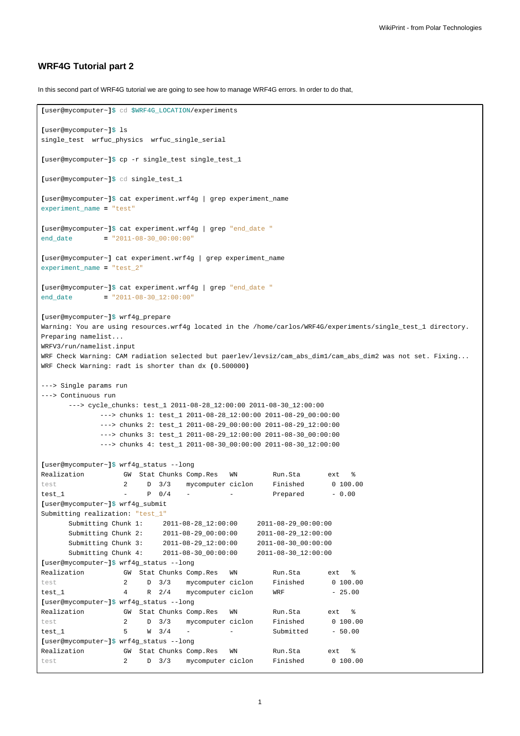## WRF4G Tutorial part 2

In this second part of WRF4G tutorial we are going to see how to manage WRF4G errors. In order to do that,

```
[user@mycomputer~]$ cd $WRF4G_LOCATION/experiments

[user@mycomputer~]$ ls
single_test  wrfuc_physics  wrfuc_single_serial

[user@mycomputer~]$ cp -r single_test single_test_1

[user@mycomputer~]$ cd single_test_1

[user@mycomputer~]$ cat experiment.wrf4g | grep experiment_name
experiment_name = "test"

[user@mycomputer~]$ cat experiment.wrf4g | grep "end_date "
end_date        = "2011-08-30_00:00:00"

[user@mycomputer~] cat experiment.wrf4g | grep experiment_name
experiment_name = "test_2"

[user@mycomputer~]$ cat experiment.wrf4g | grep "end_date "
end_date        = "2011-08-30_12:00:00"

[user@mycomputer~]$ wrf4g_prepare
Warning: You are using resources.wrf4g located in the /home/carlos/WRF4G/experiments/single_test_1 directory.
Preparing namelist...
WRFV3/run/namelist.input
WRF Check Warning: CAM radiation selected but paerlev/levsiz/cam_abs_dim1/cam_abs_dim2 was not set. Fixing...
WRF Check Warning: radt is shorter than dx (0.500000)

---> Single params run
---> Continuous run
       ---> cycle_chunks: test_1 2011-08-28_12:00:00 2011-08-30_12:00:00
              ---> chunks 1: test_1 2011-08-28_12:00:00 2011-08-29_00:00:00
              ---> chunks 2: test_1 2011-08-29_00:00:00 2011-08-29_12:00:00
              ---> chunks 3: test_1 2011-08-29_12:00:00 2011-08-30_00:00:00
              ---> chunks 4: test_1 2011-08-30_00:00:00 2011-08-30_12:00:00

[user@mycomputer~]$ wrf4g_status --long
Realization          GW  Stat Chunks Comp.Res   WN         Run.Sta       ext   %
test                 2     D  3/3    mycomputer ciclon     Finished       0 100.00
test_1               -     P  0/4    -          -          Prepared       - 0.00
[user@mycomputer~]$ wrf4g_submit
Submitting realization: "test_1"
       Submitting Chunk 1:     2011-08-28_12:00:00     2011-08-29_00:00:00
       Submitting Chunk 2:     2011-08-29_00:00:00     2011-08-29_12:00:00
       Submitting Chunk 3:     2011-08-29_12:00:00     2011-08-30_00:00:00
       Submitting Chunk 4:     2011-08-30_00:00:00     2011-08-30_12:00:00
[user@mycomputer~]$ wrf4g_status --long
Realization          GW  Stat Chunks Comp.Res   WN         Run.Sta       ext   %
test                 2     D  3/3    mycomputer ciclon     Finished       0 100.00
test_1               4     R  2/4    mycomputer ciclon     WRF            - 25.00
[user@mycomputer~]$ wrf4g_status --long
Realization          GW  Stat Chunks Comp.Res   WN         Run.Sta       ext   %
test                 2     D  3/3    mycomputer ciclon     Finished       0 100.00
test_1               5     W  3/4    -          -          Submitted      - 50.00
[user@mycomputer~]$ wrf4g_status --long
Realization          GW  Stat Chunks Comp.Res   WN         Run.Sta       ext   %
test                 2     D  3/3    mycomputer ciclon     Finished       0 100.00
```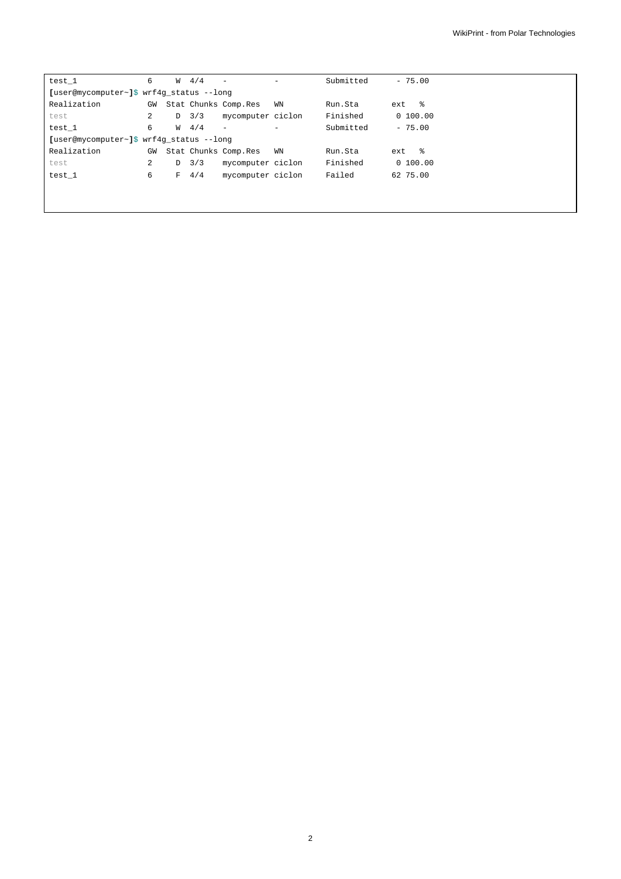```
test_1              6     W  4/4    -           -          Submitted      - 75.00
[user@mycomputer~]$ wrf4g_status --long
Realization         GW  Stat Chunks Comp.Res   WN          Run.Sta       ext   %
test                2     D  3/3    mycomputer ciclon      Finished       0 100.00
test_1              6     W  4/4    -           -          Submitted      - 75.00
[user@mycomputer~]$ wrf4g_status --long
Realization         GW  Stat Chunks Comp.Res   WN          Run.Sta       ext   %
test                2     D  3/3    mycomputer ciclon      Finished       0 100.00
test_1              6     F  4/4    mycomputer ciclon      Failed        62 75.00
```